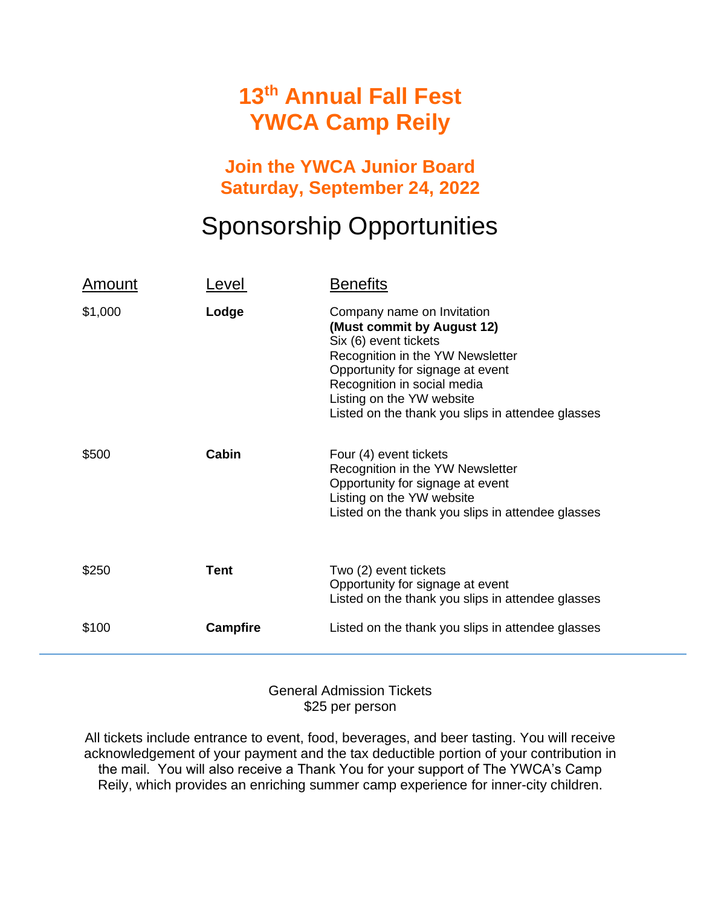# 13th Annual Fall Fest
# YWCA Camp Reily

## Join the YWCA Junior Board
## Saturday, September 24, 2022

# Sponsorship Opportunities

| Amount | Level | Benefits |
|---|---|---|
| $1,000 | **Lodge** | Company name on Invitation<br>**(Must commit by August 12)**<br>Six (6) event tickets<br>Recognition in the YW Newsletter<br>Opportunity for signage at event<br>Recognition in social media<br>Listing on the YW website<br>Listed on the thank you slips in attendee glasses |
| $500 | **Cabin** | Four (4) event tickets<br>Recognition in the YW Newsletter<br>Opportunity for signage at event<br>Listing on the YW website<br>Listed on the thank you slips in attendee glasses |
| $250 | **Tent** | Two (2) event tickets<br>Opportunity for signage at event<br>Listed on the thank you slips in attendee glasses |
| $100 | **Campfire** | Listed on the thank you slips in attendee glasses |

---

General Admission Tickets
$25 per person

All tickets include entrance to event, food, beverages, and beer tasting. You will receive acknowledgement of your payment and the tax deductible portion of your contribution in the mail. You will also receive a Thank You for your support of The YWCA's Camp Reily, which provides an enriching summer camp experience for inner-city children.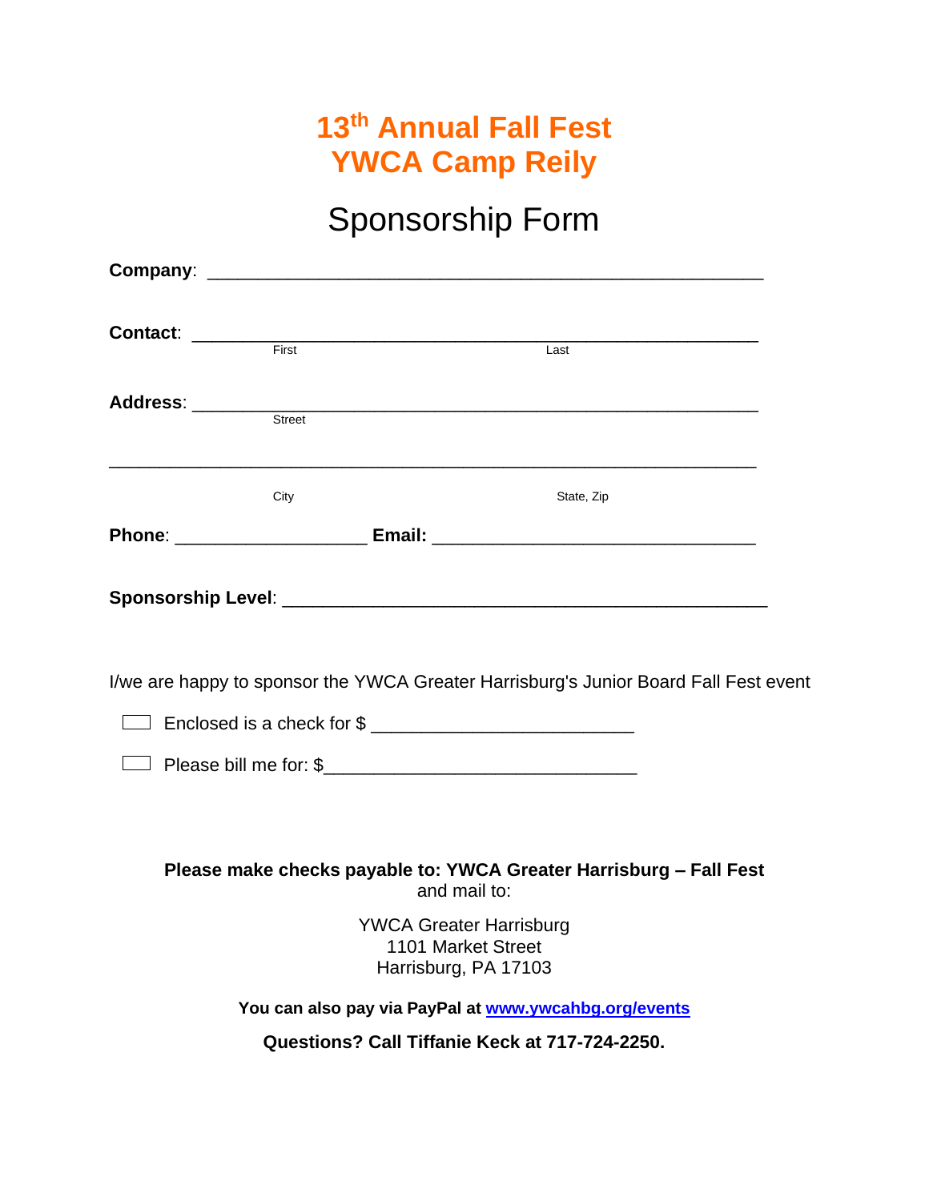# 13th Annual Fall Fest
# YWCA Camp Reily

## Sponsorship Form

**Company**: ________________________________________________

**Contact**: ________________________________________________
First Last

**Address**: ________________________________________________
Street

________________________________________________________
City State, Zip

**Phone**: ____________________ **Email:** ____________________________

**Sponsorship Level**: __________________________________________

I/we are happy to sponsor the YWCA Greater Harrisburg's Junior Board Fall Fest event

☐ Enclosed is a check for $ ___________________________

☐ Please bill me for: $________________________________

**Please make checks payable to: YWCA Greater Harrisburg – Fall Fest**
and mail to:

YWCA Greater Harrisburg
1101 Market Street
Harrisburg, PA 17103

**You can also pay via PayPal at [www.ywcahbg.org/events](www.ywcahbg.org/events)**

**Questions? Call Tiffanie Keck at 717-724-2250.**